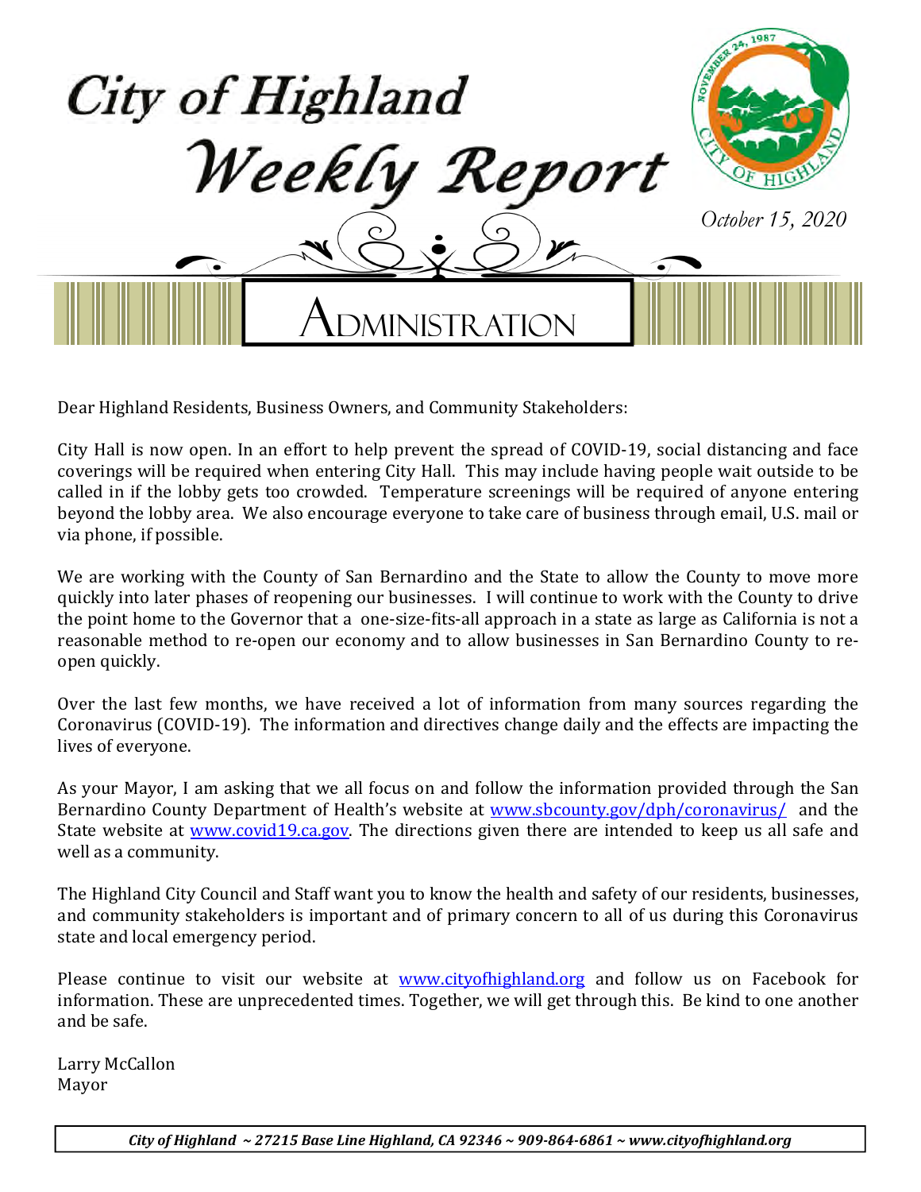# City of Highland Weekly Report

*October 15, 2020*

## Administration

Dear Highland Residents, Business Owners, and Community Stakeholders:

City Hall is now open. In an effort to help prevent the spread of COVID-19, social distancing and face coverings will be required when entering City Hall. This may include having people wait outside to be called in if the lobby gets too crowded. Temperature screenings will be required of anyone entering beyond the lobby area. We also encourage everyone to take care of business through email, U.S. mail or via phone, if possible.

We are working with the County of San Bernardino and the State to allow the County to move more quickly into later phases of reopening our businesses. I will continue to work with the County to drive the point home to the Governor that a one-size-fits-all approach in a state as large as California is not a reasonable method to re-open our economy and to allow businesses in San Bernardino County to re-open quickly.

Over the last few months, we have received a lot of information from many sources regarding the Coronavirus (COVID-19). The information and directives change daily and the effects are impacting the lives of everyone.

As your Mayor, I am asking that we all focus on and follow the information provided through the San Bernardino County Department of Health's website at www.sbcounty.gov/dph/coronavirus/ and the State website at www.covid19.ca.gov. The directions given there are intended to keep us all safe and well as a community.

The Highland City Council and Staff want you to know the health and safety of our residents, businesses, and community stakeholders is important and of primary concern to all of us during this Coronavirus state and local emergency period.

Please continue to visit our website at www.cityofhighland.org and follow us on Facebook for information. These are unprecedented times. Together, we will get through this. Be kind to one another and be safe.

Larry McCallon
Mayor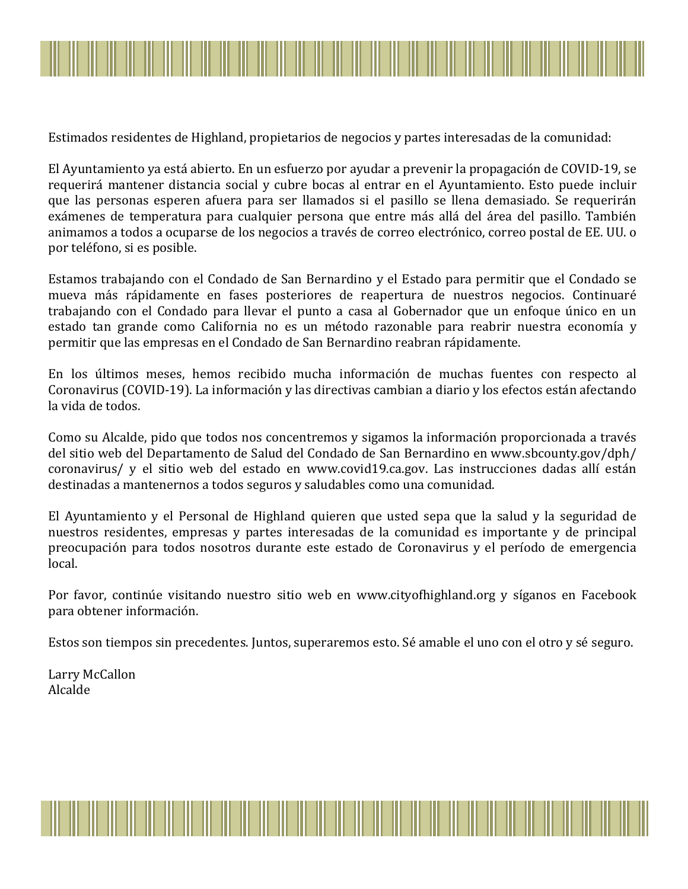Estimados residentes de Highland, propietarios de negocios y partes interesadas de la comunidad:

El Ayuntamiento ya está abierto. En un esfuerzo por ayudar a prevenir la propagación de COVID-19, se requerirá mantener distancia social y cubre bocas al entrar en el Ayuntamiento. Esto puede incluir que las personas esperen afuera para ser llamados si el pasillo se llena demasiado. Se requerirán exámenes de temperatura para cualquier persona que entre más allá del área del pasillo. También animamos a todos a ocuparse de los negocios a través de correo electrónico, correo postal de EE. UU. o por teléfono, si es posible.

Estamos trabajando con el Condado de San Bernardino y el Estado para permitir que el Condado se mueva más rápidamente en fases posteriores de reapertura de nuestros negocios. Continuaré trabajando con el Condado para llevar el punto a casa al Gobernador que un enfoque único en un estado tan grande como California no es un método razonable para reabrir nuestra economía y permitir que las empresas en el Condado de San Bernardino reabran rápidamente.

En los últimos meses, hemos recibido mucha información de muchas fuentes con respecto al Coronavirus (COVID-19). La información y las directivas cambian a diario y los efectos están afectando la vida de todos.

Como su Alcalde, pido que todos nos concentremos y sigamos la información proporcionada a través del sitio web del Departamento de Salud del Condado de San Bernardino en www.sbcounty.gov/dph/coronavirus/ y el sitio web del estado en www.covid19.ca.gov. Las instrucciones dadas allí están destinadas a mantenernos a todos seguros y saludables como una comunidad.

El Ayuntamiento y el Personal de Highland quieren que usted sepa que la salud y la seguridad de nuestros residentes, empresas y partes interesadas de la comunidad es importante y de principal preocupación para todos nosotros durante este estado de Coronavirus y el período de emergencia local.

Por favor, continúe visitando nuestro sitio web en www.cityofhighland.org y síganos en Facebook para obtener información.

Estos son tiempos sin precedentes. Juntos, superaremos esto. Sé amable el uno con el otro y sé seguro.

Larry McCallon
Alcalde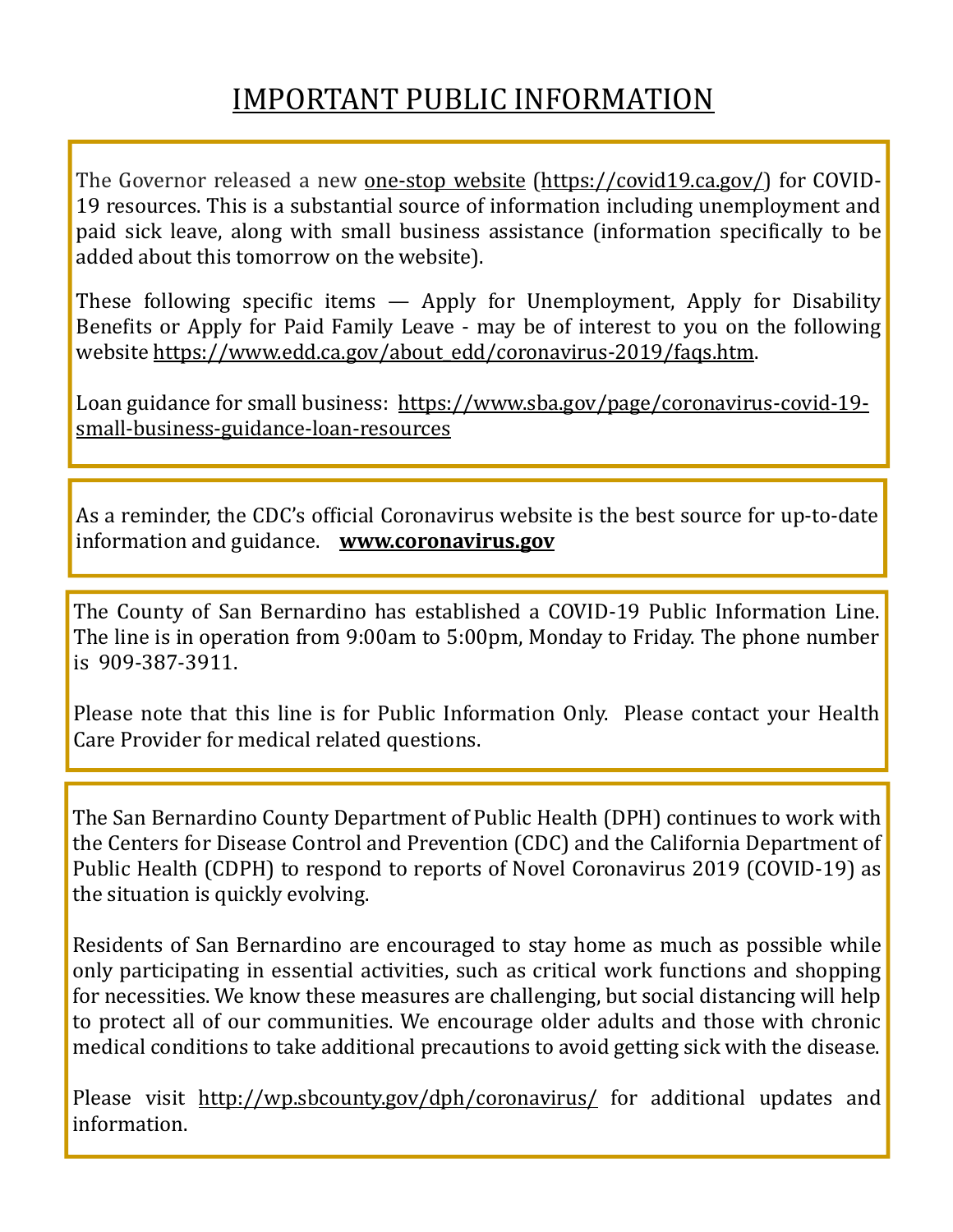# IMPORTANT PUBLIC INFORMATION

The Governor released a new one-stop website (https://covid19.ca.gov/) for COVID-19 resources. This is a substantial source of information including unemployment and paid sick leave, along with small business assistance (information specifically to be added about this tomorrow on the website).

These following specific items — Apply for Unemployment, Apply for Disability Benefits or Apply for Paid Family Leave - may be of interest to you on the following website https://www.edd.ca.gov/about_edd/coronavirus-2019/faqs.htm.

Loan guidance for small business: https://www.sba.gov/page/coronavirus-covid-19-small-business-guidance-loan-resources

---

As a reminder, the CDC's official Coronavirus website is the best source for up-to-date information and guidance. **www.coronavirus.gov**

---

The County of San Bernardino has established a COVID-19 Public Information Line. The line is in operation from 9:00am to 5:00pm, Monday to Friday. The phone number is 909-387-3911.

Please note that this line is for Public Information Only. Please contact your Health Care Provider for medical related questions.

---

The San Bernardino County Department of Public Health (DPH) continues to work with the Centers for Disease Control and Prevention (CDC) and the California Department of Public Health (CDPH) to respond to reports of Novel Coronavirus 2019 (COVID-19) as the situation is quickly evolving.

Residents of San Bernardino are encouraged to stay home as much as possible while only participating in essential activities, such as critical work functions and shopping for necessities. We know these measures are challenging, but social distancing will help to protect all of our communities. We encourage older adults and those with chronic medical conditions to take additional precautions to avoid getting sick with the disease.

Please visit http://wp.sbcounty.gov/dph/coronavirus/ for additional updates and information.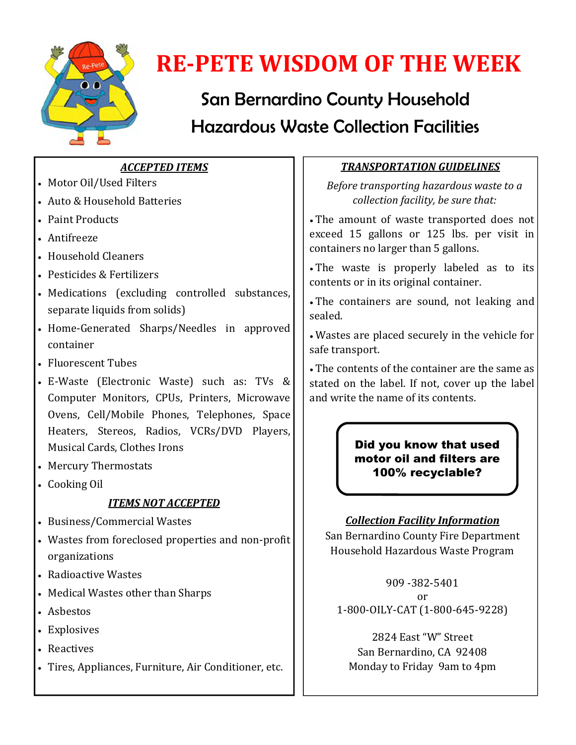# RE-PETE WISDOM OF THE WEEK

## San Bernardino County Household Hazardous Waste Collection Facilities

### *ACCEPTED ITEMS*

- Motor Oil/Used Filters
- Auto & Household Batteries
- Paint Products
- Antifreeze
- Household Cleaners
- Pesticides & Fertilizers
- Medications (excluding controlled substances, separate liquids from solids)
- Home-Generated Sharps/Needles in approved container
- Fluorescent Tubes
- E-Waste (Electronic Waste) such as: TVs & Computer Monitors, CPUs, Printers, Microwave Ovens, Cell/Mobile Phones, Telephones, Space Heaters, Stereos, Radios, VCRs/DVD Players, Musical Cards, Clothes Irons
- Mercury Thermostats
- Cooking Oil

### *ITEMS NOT ACCEPTED*

- Business/Commercial Wastes
- Wastes from foreclosed properties and non-profit organizations
- Radioactive Wastes
- Medical Wastes other than Sharps
- Asbestos
- Explosives
- Reactives
- Tires, Appliances, Furniture, Air Conditioner, etc.

### *TRANSPORTATION GUIDELINES*

*Before transporting hazardous waste to a collection facility, be sure that:*

- The amount of waste transported does not exceed 15 gallons or 125 lbs. per visit in containers no larger than 5 gallons.
- The waste is properly labeled as to its contents or in its original container.
- The containers are sound, not leaking and sealed.
- Wastes are placed securely in the vehicle for safe transport.
- The contents of the container are the same as stated on the label. If not, cover up the label and write the name of its contents.

**Did you know that used motor oil and filters are 100% recyclable?**

### *Collection Facility Information*

San Bernardino County Fire Department
Household Hazardous Waste Program

909 -382-5401
or
1-800-OILY-CAT (1-800-645-9228)

2824 East "W" Street
San Bernardino, CA 92408
Monday to Friday 9am to 4pm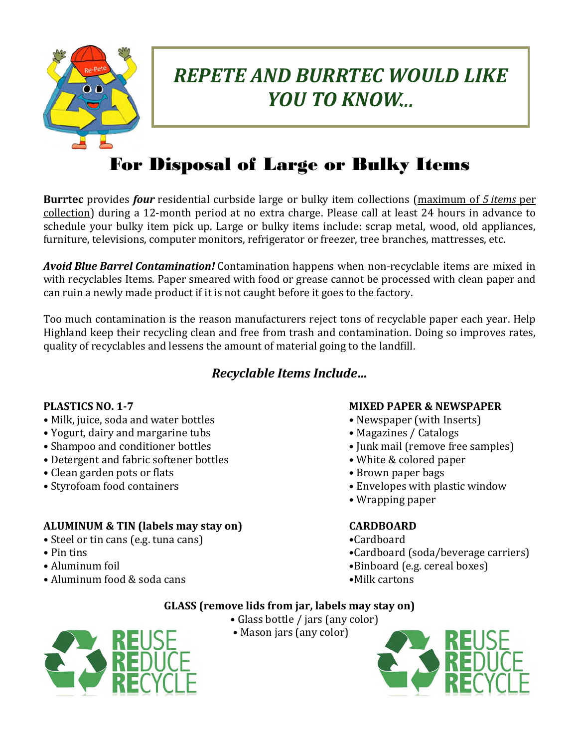# *REPETE AND BURRTEC WOULD LIKE YOU TO KNOW…*

## For Disposal of Large or Bulky Items

**Burrtec** provides ***four*** residential curbside large or bulky item collections (maximum of *5 items* per collection) during a 12-month period at no extra charge. Please call at least 24 hours in advance to schedule your bulky item pick up. Large or bulky items include: scrap metal, wood, old appliances, furniture, televisions, computer monitors, refrigerator or freezer, tree branches, mattresses, etc.

***Avoid Blue Barrel Contamination!*** Contamination happens when non-recyclable items are mixed in with recyclables Items. Paper smeared with food or grease cannot be processed with clean paper and can ruin a newly made product if it is not caught before it goes to the factory.

Too much contamination is the reason manufacturers reject tons of recyclable paper each year. Help Highland keep their recycling clean and free from trash and contamination. Doing so improves rates, quality of recyclables and lessens the amount of material going to the landfill.

### *Recyclable Items Include…*

**PLASTICS NO. 1-7**
- Milk, juice, soda and water bottles
- Yogurt, dairy and margarine tubs
- Shampoo and conditioner bottles
- Detergent and fabric softener bottles
- Clean garden pots or flats
- Styrofoam food containers

**ALUMINUM & TIN (labels may stay on)**
- Steel or tin cans (e.g. tuna cans)
- Pin tins
- Aluminum foil
- Aluminum food & soda cans

**MIXED PAPER & NEWSPAPER**
- Newspaper (with Inserts)
- Magazines / Catalogs
- Junk mail (remove free samples)
- White & colored paper
- Brown paper bags
- Envelopes with plastic window
- Wrapping paper

**CARDBOARD**
- Cardboard
- Cardboard (soda/beverage carriers)
- Binboard (e.g. cereal boxes)
- Milk cartons

**GLASS (remove lids from jar, labels may stay on)**
- Glass bottle / jars (any color)
- Mason jars (any color)

REUSE REDUCE RECYCLE

REUSE REDUCE RECYCLE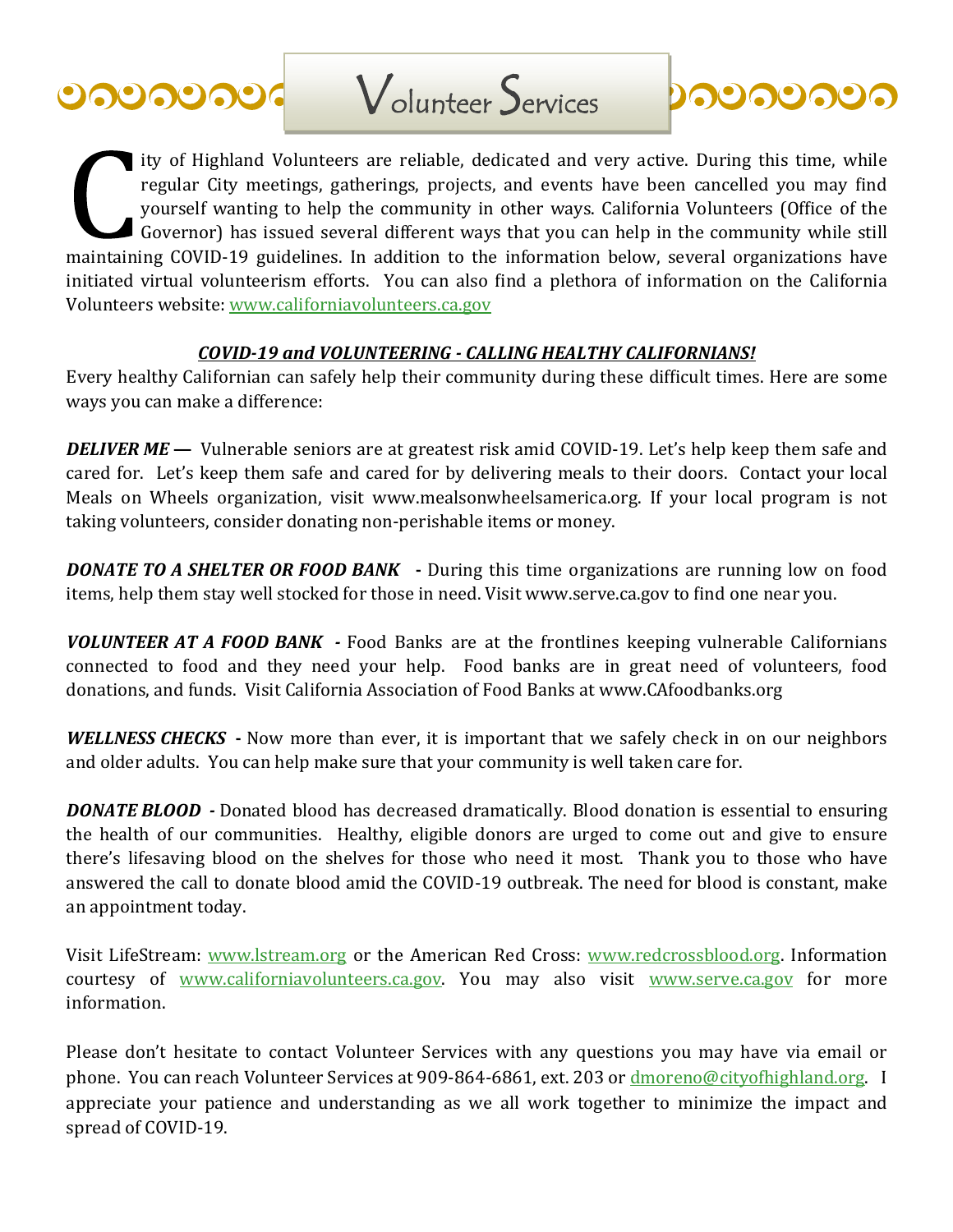# Volunteer Services

City of Highland Volunteers are reliable, dedicated and very active. During this time, while regular City meetings, gatherings, projects, and events have been cancelled you may find yourself wanting to help the community in other ways. California Volunteers (Office of the Governor) has issued several different ways that you can help in the community while still maintaining COVID-19 guidelines. In addition to the information below, several organizations have initiated virtual volunteerism efforts. You can also find a plethora of information on the California Volunteers website: www.californiavolunteers.ca.gov

***COVID-19 and VOLUNTEERING - CALLING HEALTHY CALIFORNIANS!***

Every healthy Californian can safely help their community during these difficult times. Here are some ways you can make a difference:

***DELIVER ME —*** Vulnerable seniors are at greatest risk amid COVID-19. Let's help keep them safe and cared for. Let's keep them safe and cared for by delivering meals to their doors. Contact your local Meals on Wheels organization, visit www.mealsonwheelsamerica.org. If your local program is not taking volunteers, consider donating non-perishable items or money.

***DONATE TO A SHELTER OR FOOD BANK* -** During this time organizations are running low on food items, help them stay well stocked for those in need. Visit www.serve.ca.gov to find one near you.

***VOLUNTEER AT A FOOD BANK* -** Food Banks are at the frontlines keeping vulnerable Californians connected to food and they need your help. Food banks are in great need of volunteers, food donations, and funds. Visit California Association of Food Banks at www.CAfoodbanks.org

***WELLNESS CHECKS* -** Now more than ever, it is important that we safely check in on our neighbors and older adults. You can help make sure that your community is well taken care for.

***DONATE BLOOD* -** Donated blood has decreased dramatically. Blood donation is essential to ensuring the health of our communities. Healthy, eligible donors are urged to come out and give to ensure there's lifesaving blood on the shelves for those who need it most. Thank you to those who have answered the call to donate blood amid the COVID-19 outbreak. The need for blood is constant, make an appointment today.

Visit LifeStream: www.lstream.org or the American Red Cross: www.redcrossblood.org. Information courtesy of www.californiavolunteers.ca.gov. You may also visit www.serve.ca.gov for more information.

Please don't hesitate to contact Volunteer Services with any questions you may have via email or phone. You can reach Volunteer Services at 909-864-6861, ext. 203 or dmoreno@cityofhighland.org. I appreciate your patience and understanding as we all work together to minimize the impact and spread of COVID-19.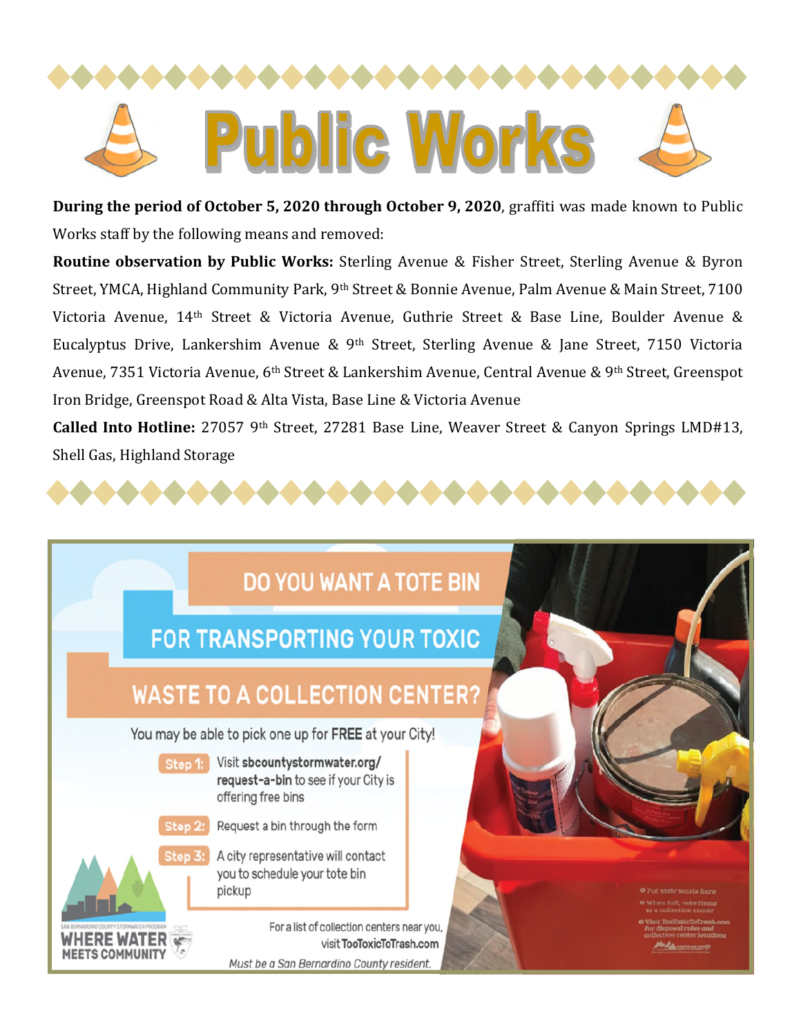# Public Works

**During the period of October 5, 2020 through October 9, 2020**, graffiti was made known to Public Works staff by the following means and removed:

**Routine observation by Public Works:** Sterling Avenue & Fisher Street, Sterling Avenue & Byron Street, YMCA, Highland Community Park, 9th Street & Bonnie Avenue, Palm Avenue & Main Street, 7100 Victoria Avenue, 14th Street & Victoria Avenue, Guthrie Street & Base Line, Boulder Avenue & Eucalyptus Drive, Lankershim Avenue & 9th Street, Sterling Avenue & Jane Street, 7150 Victoria Avenue, 7351 Victoria Avenue, 6th Street & Lankershim Avenue, Central Avenue & 9th Street, Greenspot Iron Bridge, Greenspot Road & Alta Vista, Base Line & Victoria Avenue

**Called Into Hotline:** 27057 9th Street, 27281 Base Line, Weaver Street & Canyon Springs LMD#13, Shell Gas, Highland Storage

## DO YOU WANT A TOTE BIN FOR TRANSPORTING YOUR TOXIC WASTE TO A COLLECTION CENTER?

You may be able to pick one up for **FREE** at your City!

**Step 1:** Visit **sbcountystormwater.org/request-a-bin** to see if your City is offering free bins

**Step 2:** Request a bin through the form

**Step 3:** A city representative will contact you to schedule your tote bin pickup

For a list of collection centers near you, visit **TooToxicToTrash.com**

*Must be a San Bernardino County resident.*

San Bernardino County Stormwater Program
WHERE WATER MEETS COMMUNITY

- Put toxic waste here
- When full, take items to a collection center
- Visit TooToxicToTrash.com for disposal rules and collection center locations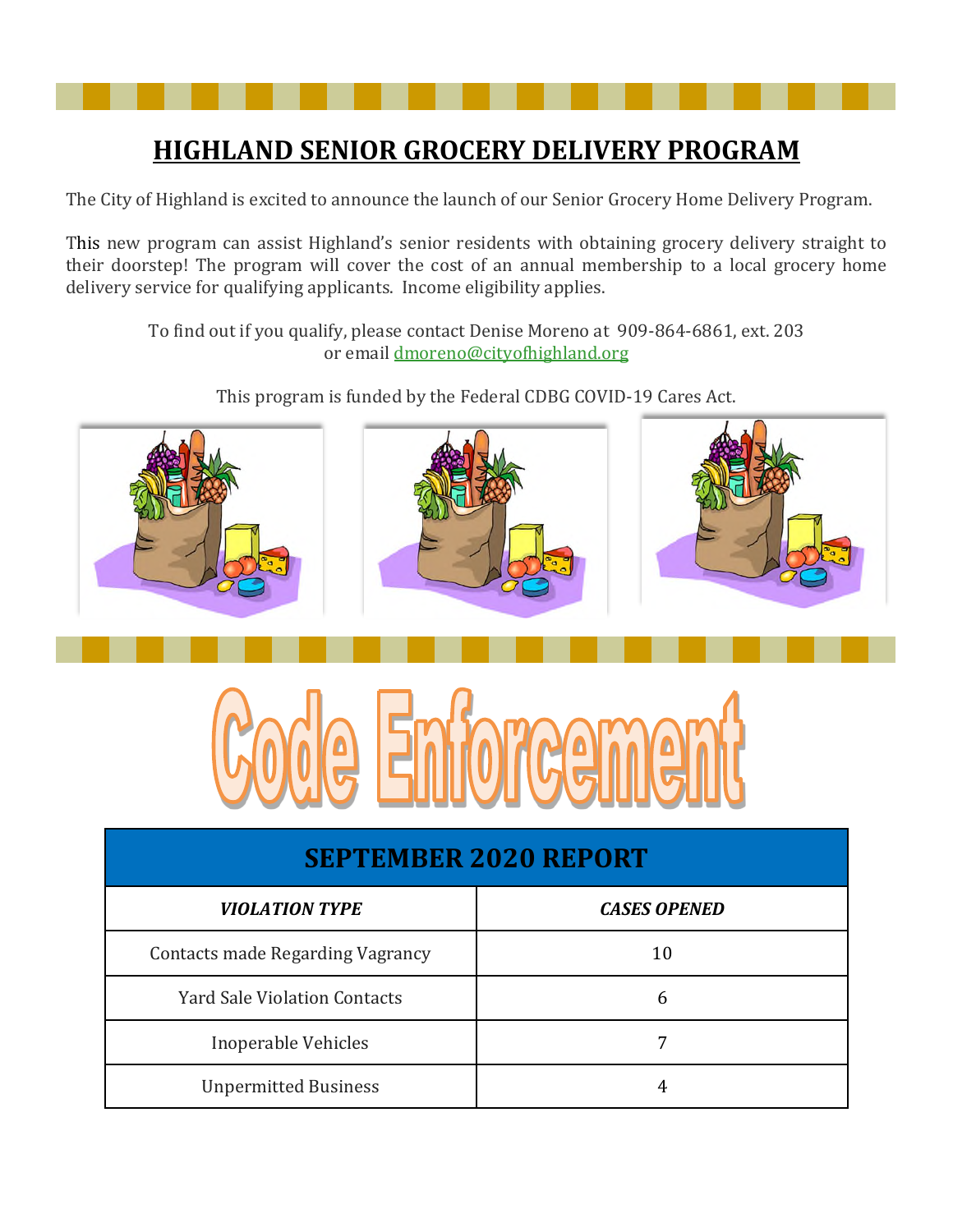# HIGHLAND SENIOR GROCERY DELIVERY PROGRAM

The City of Highland is excited to announce the launch of our Senior Grocery Home Delivery Program.

This new program can assist Highland's senior residents with obtaining grocery delivery straight to their doorstep! The program will cover the cost of an annual membership to a local grocery home delivery service for qualifying applicants. Income eligibility applies.

To find out if you qualify, please contact Denise Moreno at 909-864-6861, ext. 203
or email dmoreno@cityofhighland.org

This program is funded by the Federal CDBG COVID-19 Cares Act.

# Code Enforcement

| SEPTEMBER 2020 REPORT | |
|---|---|
| ***VIOLATION TYPE*** | ***CASES OPENED*** |
| Contacts made Regarding Vagrancy | 10 |
| Yard Sale Violation Contacts | 6 |
| Inoperable Vehicles | 7 |
| Unpermitted Business | 4 |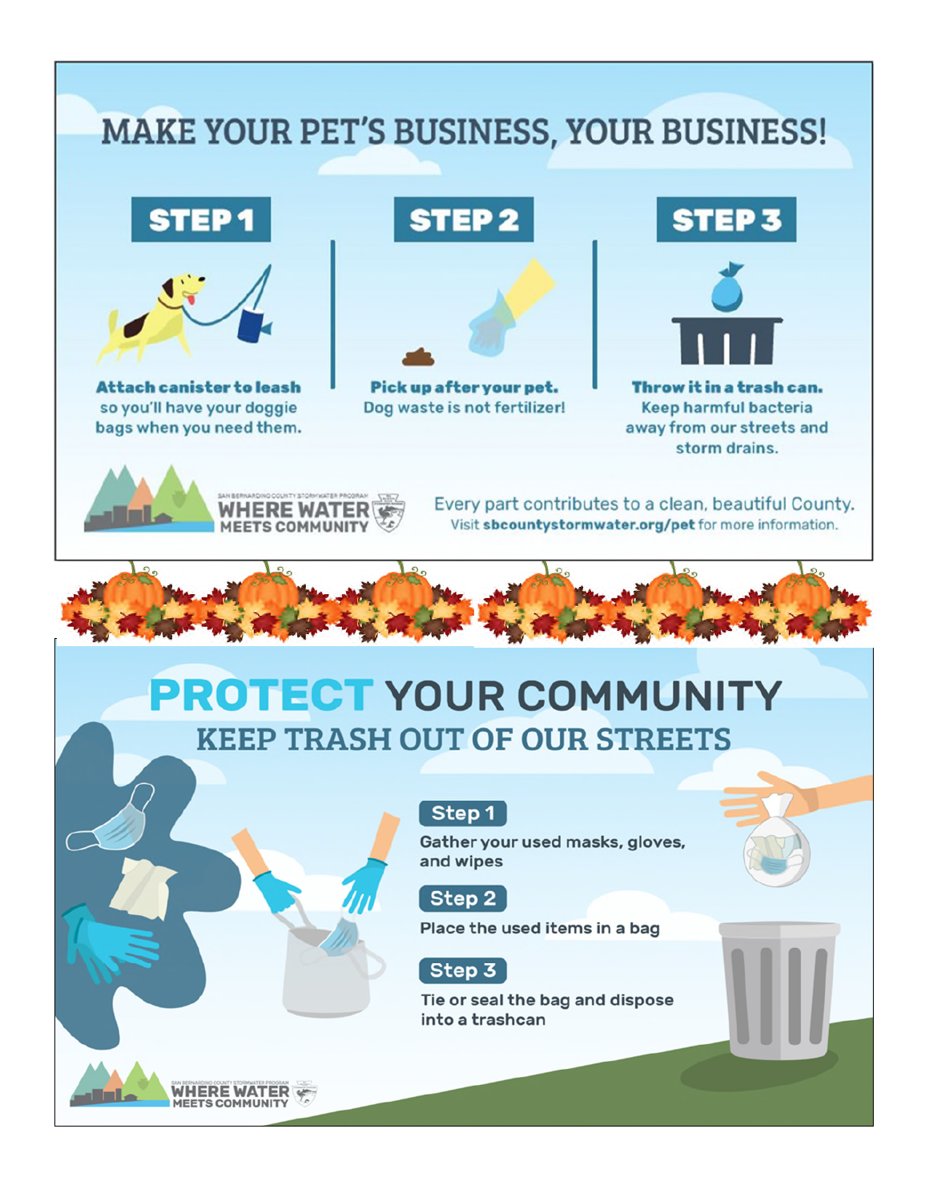# MAKE YOUR PET'S BUSINESS, YOUR BUSINESS!

**STEP 1**

**Attach canister to leash** so you'll have your doggie bags when you need them.

**STEP 2**

**Pick up after your pet.** Dog waste is not fertilizer!

**STEP 3**

**Throw it in a trash can.** Keep harmful bacteria away from our streets and storm drains.

SAN BERNARDINO COUNTY STORMWATER PROGRAM
WHERE WATER MEETS COMMUNITY

Every part contributes to a clean, beautiful County.
Visit **sbcountystormwater.org/pet** for more information.

# PROTECT YOUR COMMUNITY

## KEEP TRASH OUT OF OUR STREETS

**Step 1**

Gather your used masks, gloves, and wipes

**Step 2**

Place the used items in a bag

**Step 3**

Tie or seal the bag and dispose into a trashcan

SAN BERNARDINO COUNTY STORMWATER PROGRAM
WHERE WATER MEETS COMMUNITY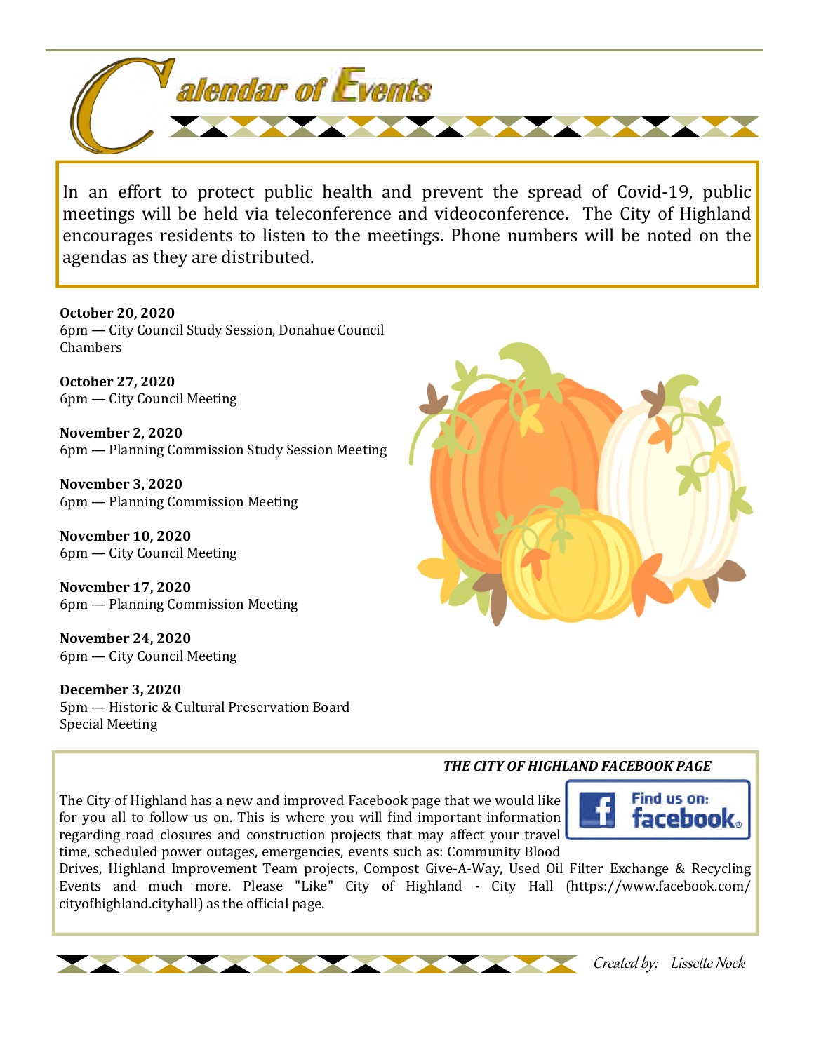# Calendar of Events

In an effort to protect public health and prevent the spread of Covid-19, public meetings will be held via teleconference and videoconference. The City of Highland encourages residents to listen to the meetings. Phone numbers will be noted on the agendas as they are distributed.

**October 20, 2020**
6pm — City Council Study Session, Donahue Council Chambers

**October 27, 2020**
6pm — City Council Meeting

**November 2, 2020**
6pm — Planning Commission Study Session Meeting

**November 3, 2020**
6pm — Planning Commission Meeting

**November 10, 2020**
6pm — City Council Meeting

**November 17, 2020**
6pm — Planning Commission Meeting

**November 24, 2020**
6pm — City Council Meeting

**December 3, 2020**
5pm — Historic & Cultural Preservation Board Special Meeting

***THE CITY OF HIGHLAND FACEBOOK PAGE***

Find us on: facebook.

The City of Highland has a new and improved Facebook page that we would like for you all to follow us on. This is where you will find important information regarding road closures and construction projects that may affect your travel time, scheduled power outages, emergencies, events such as: Community Blood Drives, Highland Improvement Team projects, Compost Give-A-Way, Used Oil Filter Exchange & Recycling Events and much more. Please "Like" City of Highland - City Hall (https://www.facebook.com/cityofhighland.cityhall) as the official page.

*Created by: Lissette Nock*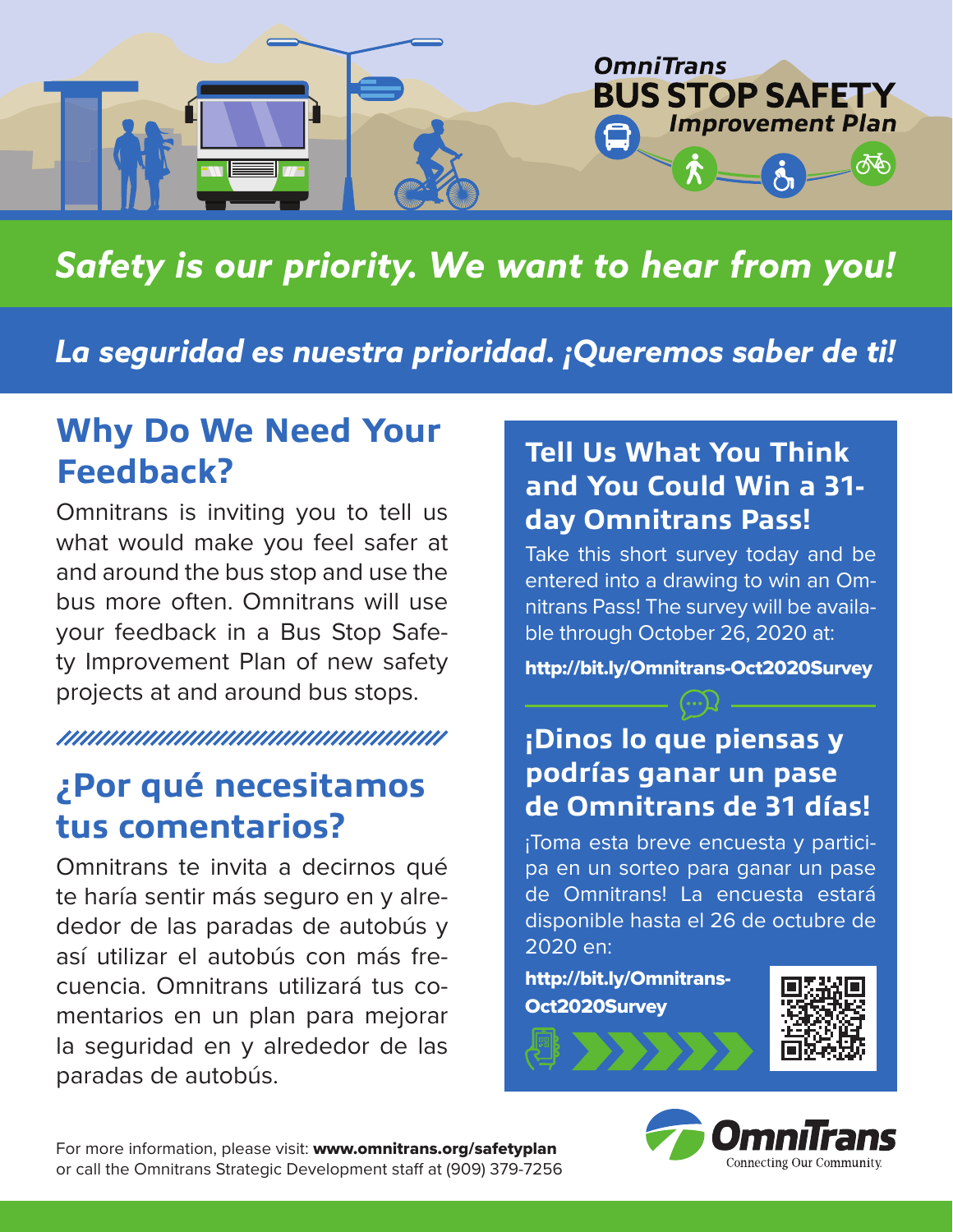OmniTrans

# BUS STOP SAFETY *Improvement Plan*

***Safety is our priority. We want to hear from you!***

***La seguridad es nuestra prioridad. ¡Queremos saber de ti!***

## Why Do We Need Your Feedback?

Omnitrans is inviting you to tell us what would make you feel safer at and around the bus stop and use the bus more often. Omnitrans will use your feedback in a Bus Stop Safety Improvement Plan of new safety projects at and around bus stops.

## ¿Por qué necesitamos tus comentarios?

Omnitrans te invita a decirnos qué te haría sentir más seguro en y alrededor de las paradas de autobús y así utilizar el autobús con más frecuencia. Omnitrans utilizará tus comentarios en un plan para mejorar la seguridad en y alrededor de las paradas de autobús.

## Tell Us What You Think and You Could Win a 31-day Omnitrans Pass!

Take this short survey today and be entered into a drawing to win an Omnitrans Pass! The survey will be available through October 26, 2020 at:

**http://bit.ly/Omnitrans-Oct2020Survey**

## ¡Dinos lo que piensas y podrías ganar un pase de Omnitrans de 31 días!

¡Toma esta breve encuesta y participa en un sorteo para ganar un pase de Omnitrans! La encuesta estará disponible hasta el 26 de octubre de 2020 en:

**http://bit.ly/Omnitrans-Oct2020Survey**

For more information, please visit: **www.omnitrans.org/safetyplan**
or call the Omnitrans Strategic Development staff at (909) 379-7256

OmniTrans
Connecting Our Community.